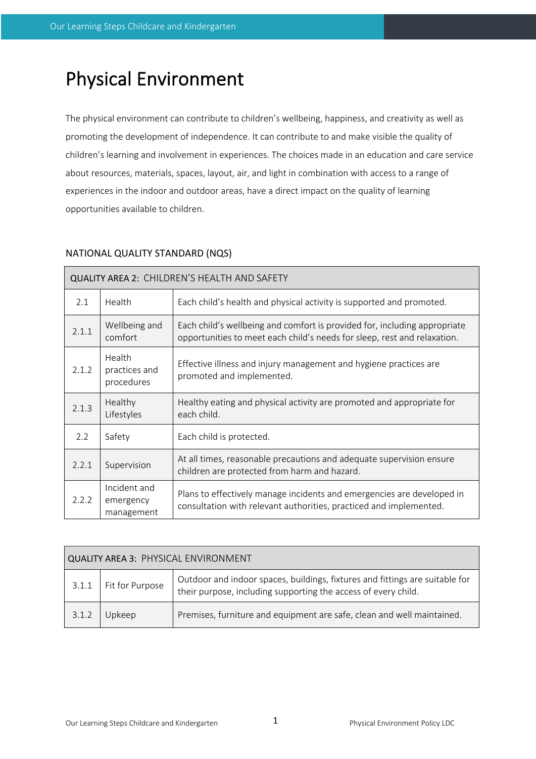# Physical Environment

The physical environment can contribute to children's wellbeing, happiness, and creativity as well as promoting the development of independence. It can contribute to and make visible the quality of children's learning and involvement in experiences. The choices made in an education and care service about resources, materials, spaces, layout, air, and light in combination with access to a range of experiences in the indoor and outdoor areas, have a direct impact on the quality of learning opportunities available to children.

## NATIONAL QUALITY STANDARD (NQS)

| QUALITY AREA 2: CHILDREN'S HEALTH AND SAFETY | | |
|---|---|---|
| 2.1 | Health | Each child's health and physical activity is supported and promoted. |
| 2.1.1 | Wellbeing and comfort | Each child's wellbeing and comfort is provided for, including appropriate opportunities to meet each child's needs for sleep, rest and relaxation. |
| 2.1.2 | Health practices and procedures | Effective illness and injury management and hygiene practices are promoted and implemented. |
| 2.1.3 | Healthy Lifestyles | Healthy eating and physical activity are promoted and appropriate for each child. |
| 2.2 | Safety | Each child is protected. |
| 2.2.1 | Supervision | At all times, reasonable precautions and adequate supervision ensure children are protected from harm and hazard. |
| 2.2.2 | Incident and emergency management | Plans to effectively manage incidents and emergencies are developed in consultation with relevant authorities, practiced and implemented. |

| QUALITY AREA 3: PHYSICAL ENVIRONMENT | | |
|---|---|---|
| 3.1.1 | Fit for Purpose | Outdoor and indoor spaces, buildings, fixtures and fittings are suitable for their purpose, including supporting the access of every child. |
| 3.1.2 | Upkeep | Premises, furniture and equipment are safe, clean and well maintained. |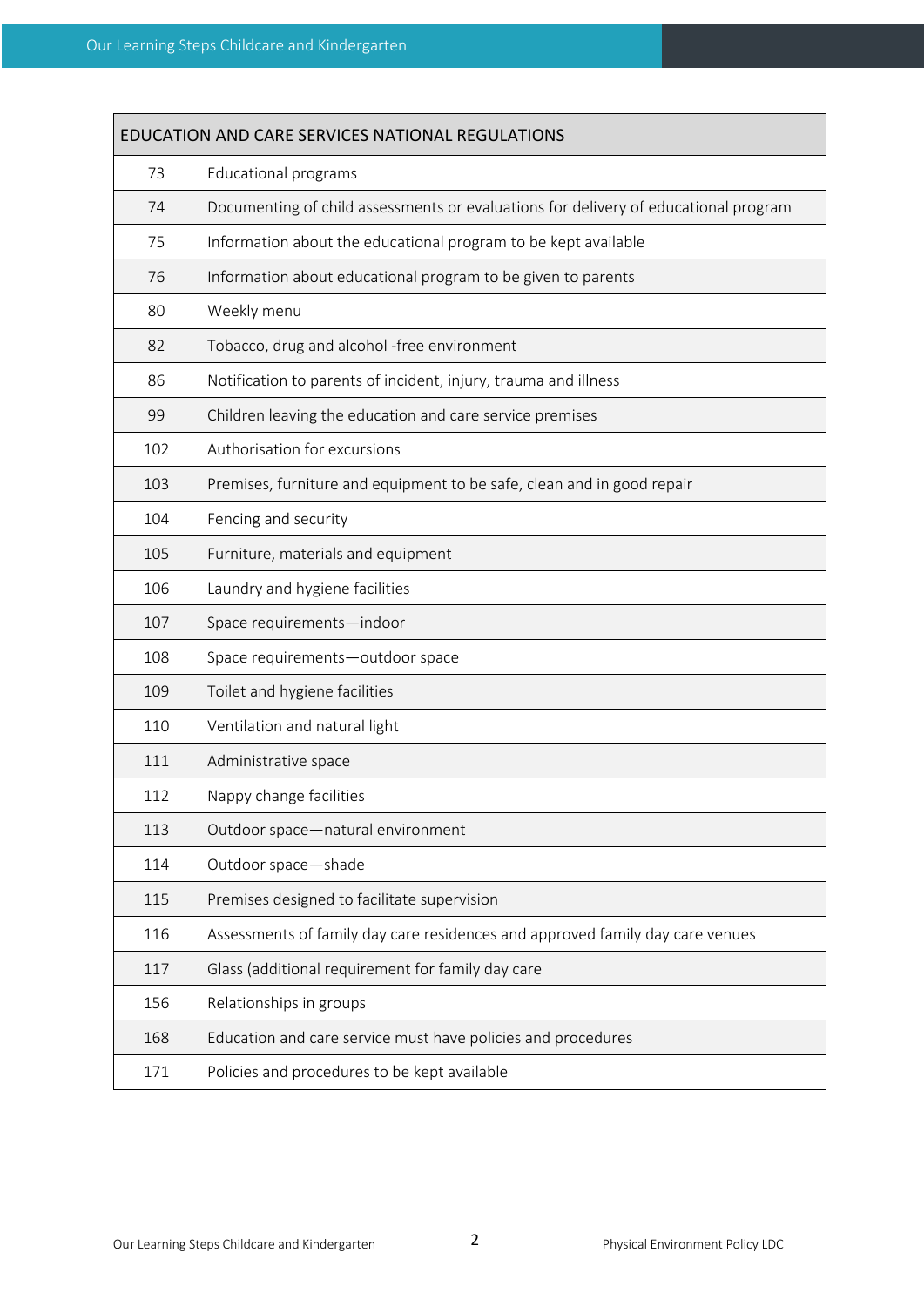| EDUCATION AND CARE SERVICES NATIONAL REGULATIONS | |
|---|---|
| 73 | Educational programs |
| 74 | Documenting of child assessments or evaluations for delivery of educational program |
| 75 | Information about the educational program to be kept available |
| 76 | Information about educational program to be given to parents |
| 80 | Weekly menu |
| 82 | Tobacco, drug and alcohol -free environment |
| 86 | Notification to parents of incident, injury, trauma and illness |
| 99 | Children leaving the education and care service premises |
| 102 | Authorisation for excursions |
| 103 | Premises, furniture and equipment to be safe, clean and in good repair |
| 104 | Fencing and security |
| 105 | Furniture, materials and equipment |
| 106 | Laundry and hygiene facilities |
| 107 | Space requirements—indoor |
| 108 | Space requirements—outdoor space |
| 109 | Toilet and hygiene facilities |
| 110 | Ventilation and natural light |
| 111 | Administrative space |
| 112 | Nappy change facilities |
| 113 | Outdoor space—natural environment |
| 114 | Outdoor space—shade |
| 115 | Premises designed to facilitate supervision |
| 116 | Assessments of family day care residences and approved family day care venues |
| 117 | Glass (additional requirement for family day care |
| 156 | Relationships in groups |
| 168 | Education and care service must have policies and procedures |
| 171 | Policies and procedures to be kept available |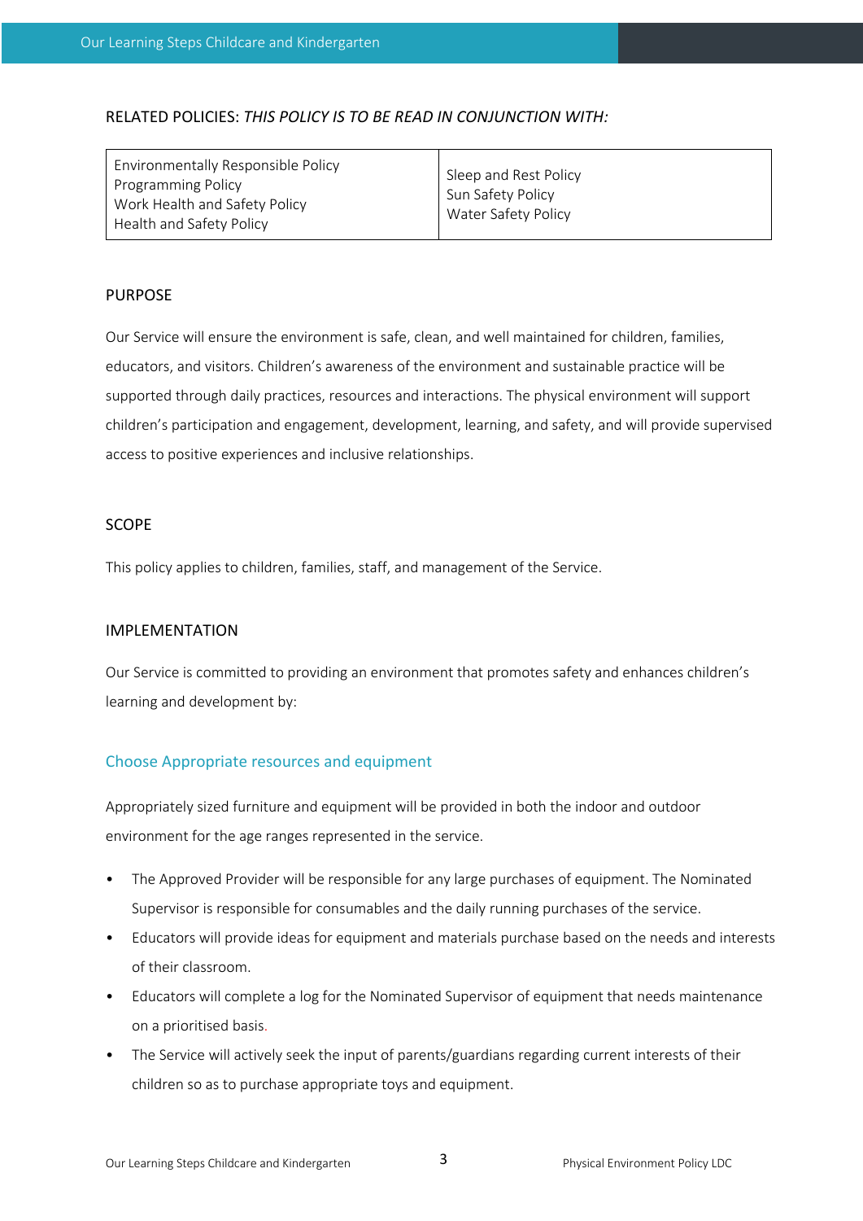RELATED POLICIES: *THIS POLICY IS TO BE READ IN CONJUNCTION WITH:*

| | |
|---|---|
| Environmentally Responsible Policy<br>Programming Policy<br>Work Health and Safety Policy<br>Health and Safety Policy | Sleep and Rest Policy<br>Sun Safety Policy<br>Water Safety Policy |

## PURPOSE

Our Service will ensure the environment is safe, clean, and well maintained for children, families, educators, and visitors. Children's awareness of the environment and sustainable practice will be supported through daily practices, resources and interactions. The physical environment will support children's participation and engagement, development, learning, and safety, and will provide supervised access to positive experiences and inclusive relationships.

## SCOPE

This policy applies to children, families, staff, and management of the Service.

## IMPLEMENTATION

Our Service is committed to providing an environment that promotes safety and enhances children's learning and development by:

### Choose Appropriate resources and equipment

Appropriately sized furniture and equipment will be provided in both the indoor and outdoor environment for the age ranges represented in the service.

- The Approved Provider will be responsible for any large purchases of equipment. The Nominated Supervisor is responsible for consumables and the daily running purchases of the service.
- Educators will provide ideas for equipment and materials purchase based on the needs and interests of their classroom.
- Educators will complete a log for the Nominated Supervisor of equipment that needs maintenance on a prioritised basis.
- The Service will actively seek the input of parents/guardians regarding current interests of their children so as to purchase appropriate toys and equipment.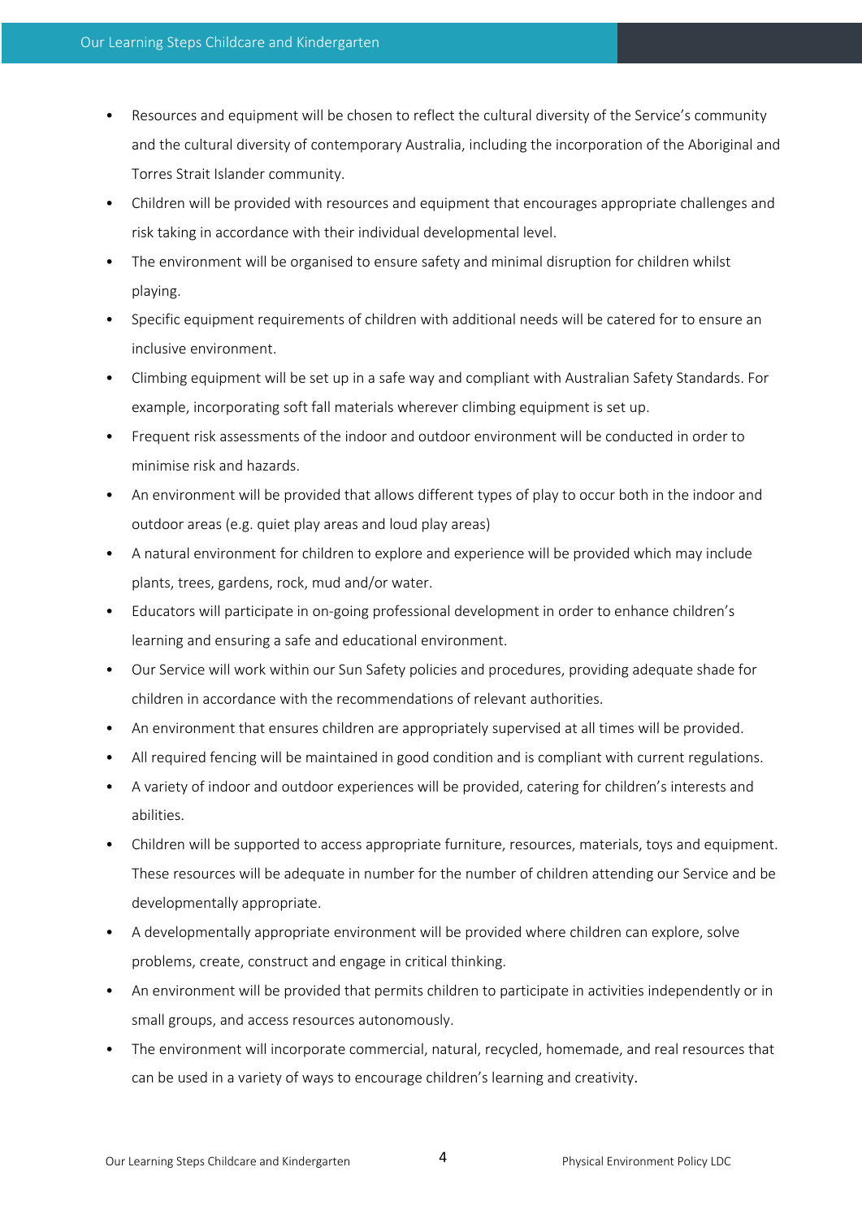- Resources and equipment will be chosen to reflect the cultural diversity of the Service's community and the cultural diversity of contemporary Australia, including the incorporation of the Aboriginal and Torres Strait Islander community.
- Children will be provided with resources and equipment that encourages appropriate challenges and risk taking in accordance with their individual developmental level.
- The environment will be organised to ensure safety and minimal disruption for children whilst playing.
- Specific equipment requirements of children with additional needs will be catered for to ensure an inclusive environment.
- Climbing equipment will be set up in a safe way and compliant with Australian Safety Standards. For example, incorporating soft fall materials wherever climbing equipment is set up.
- Frequent risk assessments of the indoor and outdoor environment will be conducted in order to minimise risk and hazards.
- An environment will be provided that allows different types of play to occur both in the indoor and outdoor areas (e.g. quiet play areas and loud play areas)
- A natural environment for children to explore and experience will be provided which may include plants, trees, gardens, rock, mud and/or water.
- Educators will participate in on-going professional development in order to enhance children's learning and ensuring a safe and educational environment.
- Our Service will work within our Sun Safety policies and procedures, providing adequate shade for children in accordance with the recommendations of relevant authorities.
- An environment that ensures children are appropriately supervised at all times will be provided.
- All required fencing will be maintained in good condition and is compliant with current regulations.
- A variety of indoor and outdoor experiences will be provided, catering for children's interests and abilities.
- Children will be supported to access appropriate furniture, resources, materials, toys and equipment. These resources will be adequate in number for the number of children attending our Service and be developmentally appropriate.
- A developmentally appropriate environment will be provided where children can explore, solve problems, create, construct and engage in critical thinking.
- An environment will be provided that permits children to participate in activities independently or in small groups, and access resources autonomously.
- The environment will incorporate commercial, natural, recycled, homemade, and real resources that can be used in a variety of ways to encourage children's learning and creativity.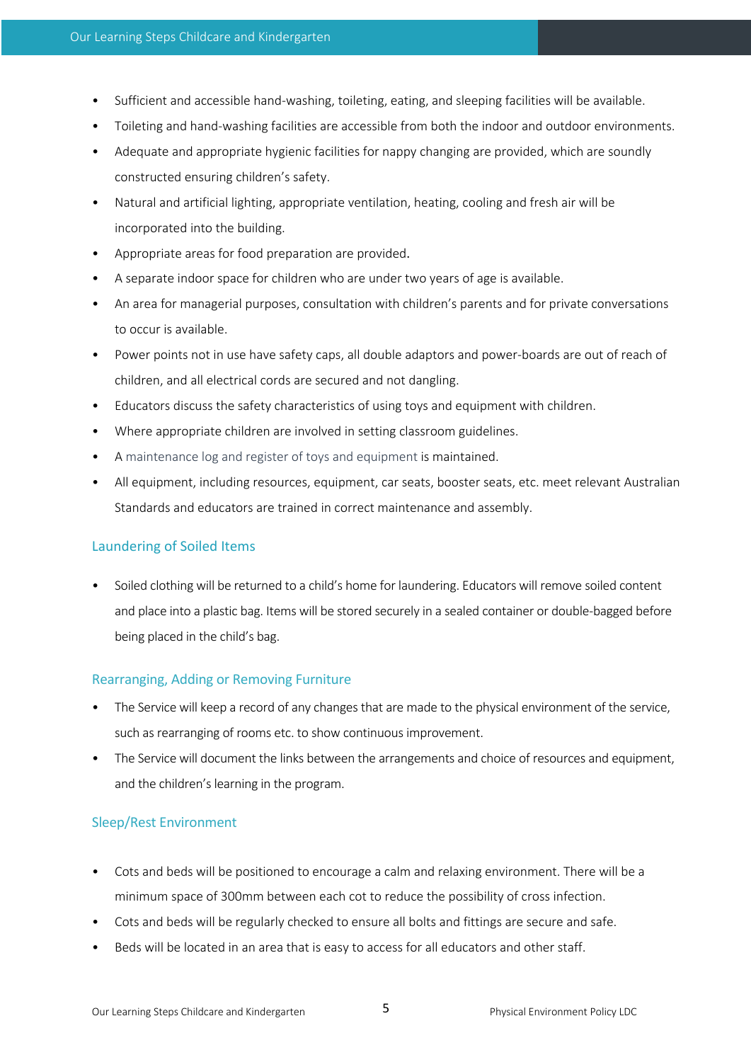- Sufficient and accessible hand-washing, toileting, eating, and sleeping facilities will be available.
- Toileting and hand-washing facilities are accessible from both the indoor and outdoor environments.
- Adequate and appropriate hygienic facilities for nappy changing are provided, which are soundly constructed ensuring children's safety.
- Natural and artificial lighting, appropriate ventilation, heating, cooling and fresh air will be incorporated into the building.
- Appropriate areas for food preparation are provided.
- A separate indoor space for children who are under two years of age is available.
- An area for managerial purposes, consultation with children's parents and for private conversations to occur is available.
- Power points not in use have safety caps, all double adaptors and power-boards are out of reach of children, and all electrical cords are secured and not dangling.
- Educators discuss the safety characteristics of using toys and equipment with children.
- Where appropriate children are involved in setting classroom guidelines.
- A maintenance log and register of toys and equipment is maintained.
- All equipment, including resources, equipment, car seats, booster seats, etc. meet relevant Australian Standards and educators are trained in correct maintenance and assembly.

## Laundering of Soiled Items

- Soiled clothing will be returned to a child's home for laundering. Educators will remove soiled content and place into a plastic bag. Items will be stored securely in a sealed container or double-bagged before being placed in the child's bag.

## Rearranging, Adding or Removing Furniture

- The Service will keep a record of any changes that are made to the physical environment of the service, such as rearranging of rooms etc. to show continuous improvement.
- The Service will document the links between the arrangements and choice of resources and equipment, and the children's learning in the program.

## Sleep/Rest Environment

- Cots and beds will be positioned to encourage a calm and relaxing environment. There will be a minimum space of 300mm between each cot to reduce the possibility of cross infection.
- Cots and beds will be regularly checked to ensure all bolts and fittings are secure and safe.
- Beds will be located in an area that is easy to access for all educators and other staff.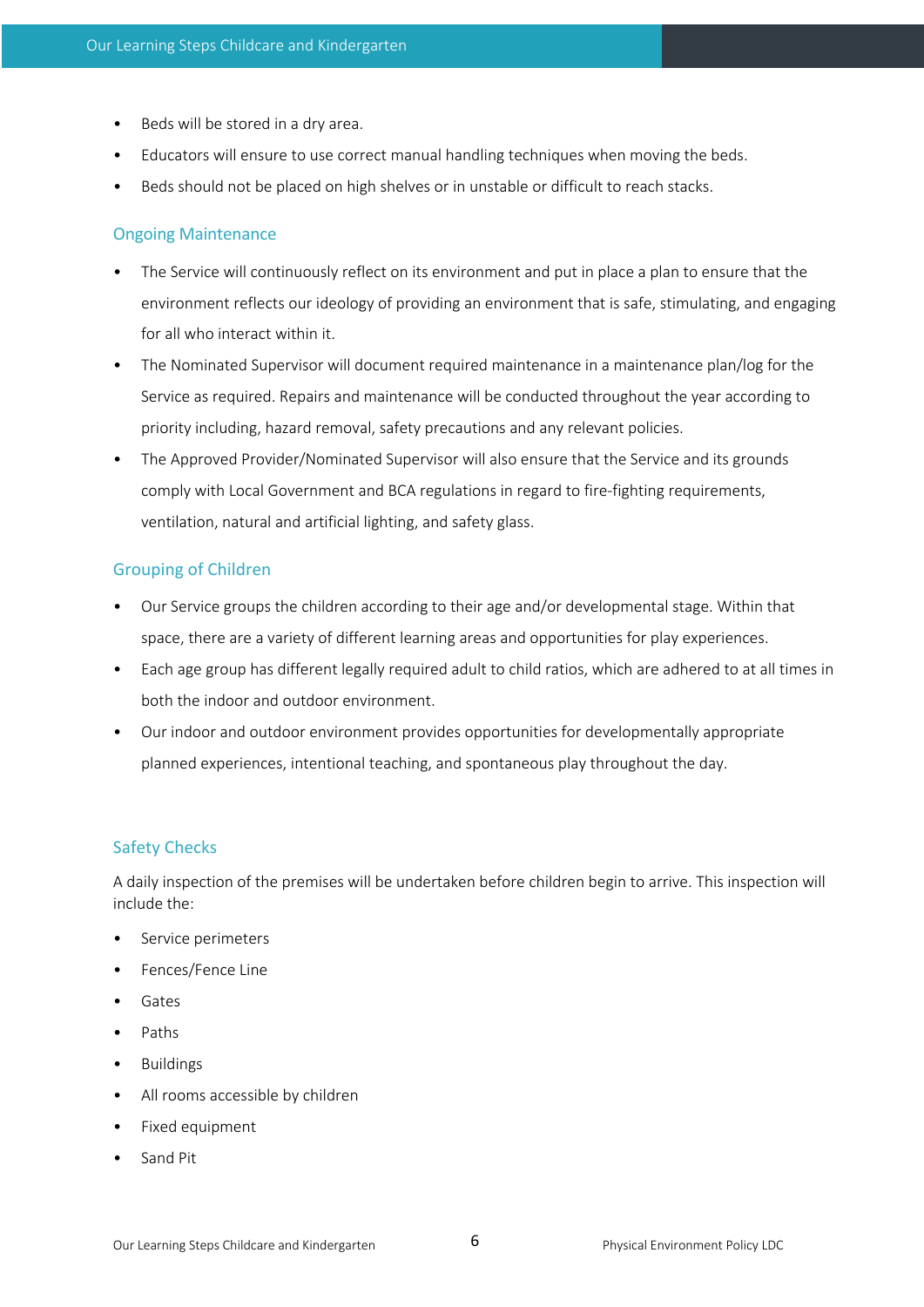- Beds will be stored in a dry area.
- Educators will ensure to use correct manual handling techniques when moving the beds.
- Beds should not be placed on high shelves or in unstable or difficult to reach stacks.

## Ongoing Maintenance

- The Service will continuously reflect on its environment and put in place a plan to ensure that the environment reflects our ideology of providing an environment that is safe, stimulating, and engaging for all who interact within it.
- The Nominated Supervisor will document required maintenance in a maintenance plan/log for the Service as required. Repairs and maintenance will be conducted throughout the year according to priority including, hazard removal, safety precautions and any relevant policies.
- The Approved Provider/Nominated Supervisor will also ensure that the Service and its grounds comply with Local Government and BCA regulations in regard to fire-fighting requirements, ventilation, natural and artificial lighting, and safety glass.

## Grouping of Children

- Our Service groups the children according to their age and/or developmental stage. Within that space, there are a variety of different learning areas and opportunities for play experiences.
- Each age group has different legally required adult to child ratios, which are adhered to at all times in both the indoor and outdoor environment.
- Our indoor and outdoor environment provides opportunities for developmentally appropriate planned experiences, intentional teaching, and spontaneous play throughout the day.

## Safety Checks

A daily inspection of the premises will be undertaken before children begin to arrive. This inspection will include the:

- Service perimeters
- Fences/Fence Line
- Gates
- Paths
- Buildings
- All rooms accessible by children
- Fixed equipment
- Sand Pit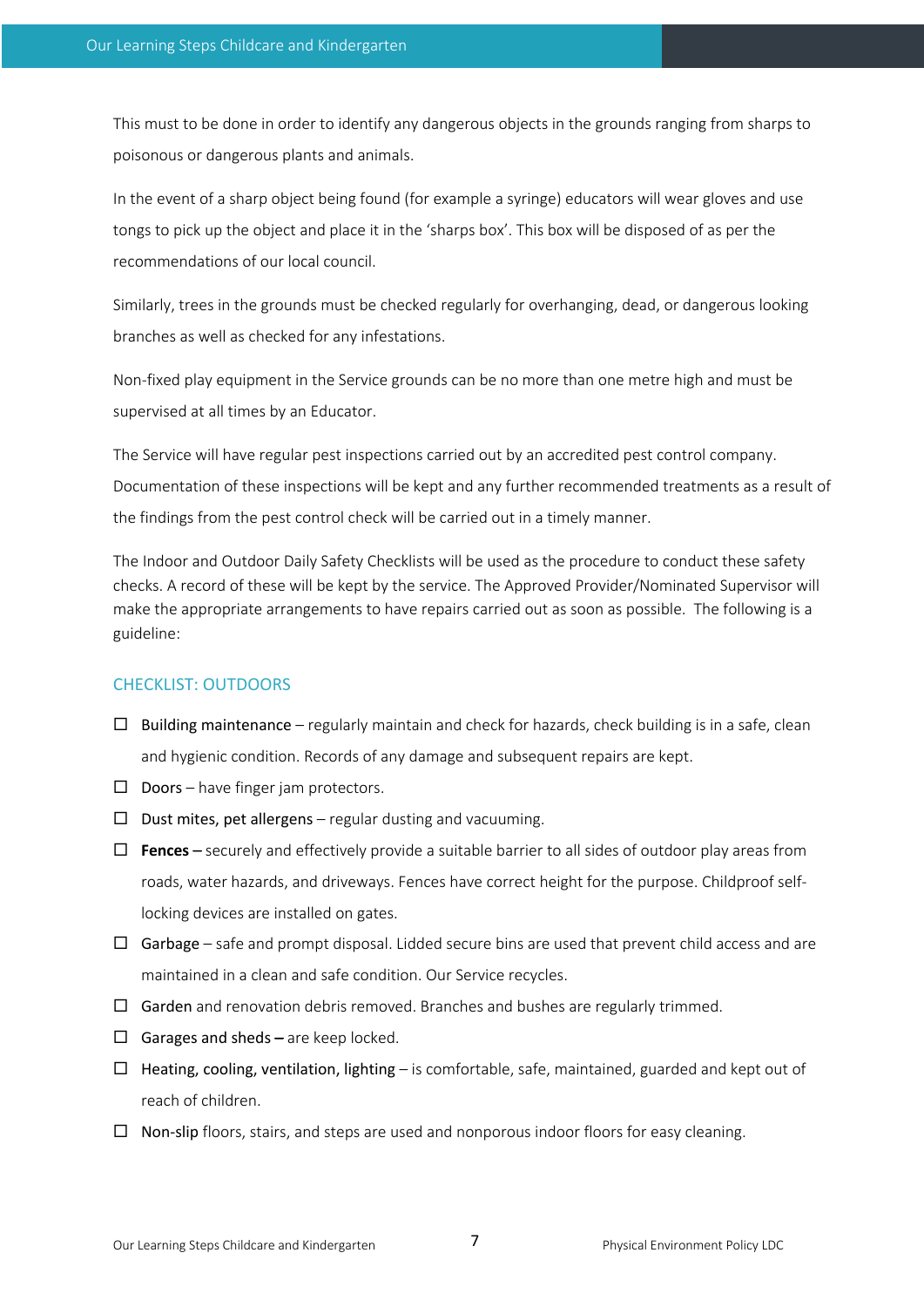This must to be done in order to identify any dangerous objects in the grounds ranging from sharps to poisonous or dangerous plants and animals.

In the event of a sharp object being found (for example a syringe) educators will wear gloves and use tongs to pick up the object and place it in the 'sharps box'. This box will be disposed of as per the recommendations of our local council.

Similarly, trees in the grounds must be checked regularly for overhanging, dead, or dangerous looking branches as well as checked for any infestations.

Non-fixed play equipment in the Service grounds can be no more than one metre high and must be supervised at all times by an Educator.

The Service will have regular pest inspections carried out by an accredited pest control company. Documentation of these inspections will be kept and any further recommended treatments as a result of the findings from the pest control check will be carried out in a timely manner.

The Indoor and Outdoor Daily Safety Checklists will be used as the procedure to conduct these safety checks. A record of these will be kept by the service. The Approved Provider/Nominated Supervisor will make the appropriate arrangements to have repairs carried out as soon as possible. The following is a guideline:

### CHECKLIST: OUTDOORS

- ☐ Building maintenance – regularly maintain and check for hazards, check building is in a safe, clean and hygienic condition. Records of any damage and subsequent repairs are kept.
- ☐ Doors – have finger jam protectors.
- ☐ Dust mites, pet allergens – regular dusting and vacuuming.
- ☐ **Fences –** securely and effectively provide a suitable barrier to all sides of outdoor play areas from roads, water hazards, and driveways. Fences have correct height for the purpose. Childproof self-locking devices are installed on gates.
- ☐ Garbage – safe and prompt disposal. Lidded secure bins are used that prevent child access and are maintained in a clean and safe condition. Our Service recycles.
- ☐ Garden and renovation debris removed. Branches and bushes are regularly trimmed.
- ☐ Garages and sheds **–** are keep locked.
- ☐ Heating, cooling, ventilation, lighting – is comfortable, safe, maintained, guarded and kept out of reach of children.
- ☐ Non-slip floors, stairs, and steps are used and nonporous indoor floors for easy cleaning.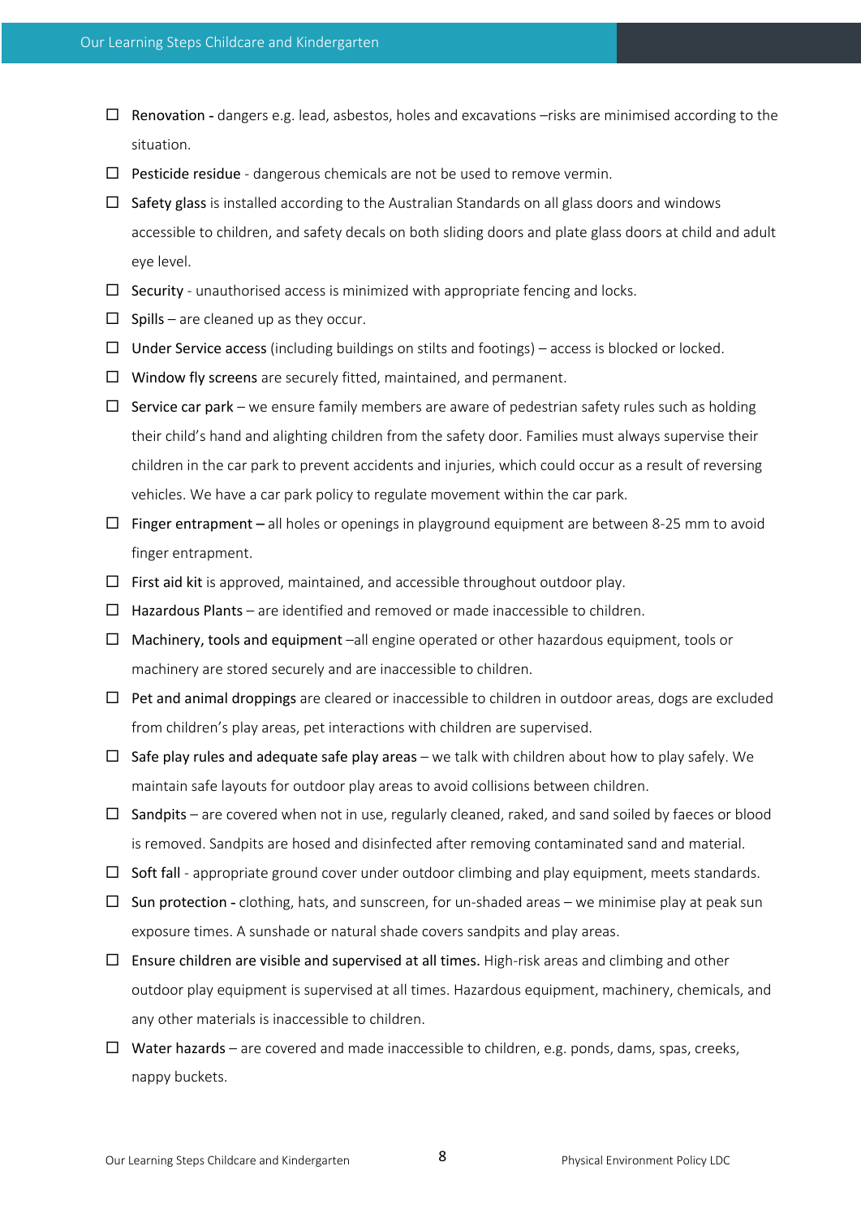- ☐ Renovation - dangers e.g. lead, asbestos, holes and excavations –risks are minimised according to the situation.
- ☐ Pesticide residue - dangerous chemicals are not be used to remove vermin.
- ☐ Safety glass is installed according to the Australian Standards on all glass doors and windows accessible to children, and safety decals on both sliding doors and plate glass doors at child and adult eye level.
- ☐ Security - unauthorised access is minimized with appropriate fencing and locks.
- ☐ Spills – are cleaned up as they occur.
- ☐ Under Service access (including buildings on stilts and footings) – access is blocked or locked.
- ☐ Window fly screens are securely fitted, maintained, and permanent.
- ☐ Service car park – we ensure family members are aware of pedestrian safety rules such as holding their child's hand and alighting children from the safety door. Families must always supervise their children in the car park to prevent accidents and injuries, which could occur as a result of reversing vehicles. We have a car park policy to regulate movement within the car park.
- ☐ Finger entrapment – all holes or openings in playground equipment are between 8-25 mm to avoid finger entrapment.
- ☐ First aid kit is approved, maintained, and accessible throughout outdoor play.
- ☐ Hazardous Plants – are identified and removed or made inaccessible to children.
- ☐ Machinery, tools and equipment –all engine operated or other hazardous equipment, tools or machinery are stored securely and are inaccessible to children.
- ☐ Pet and animal droppings are cleared or inaccessible to children in outdoor areas, dogs are excluded from children's play areas, pet interactions with children are supervised.
- ☐ Safe play rules and adequate safe play areas – we talk with children about how to play safely. We maintain safe layouts for outdoor play areas to avoid collisions between children.
- ☐ Sandpits – are covered when not in use, regularly cleaned, raked, and sand soiled by faeces or blood is removed. Sandpits are hosed and disinfected after removing contaminated sand and material.
- ☐ Soft fall - appropriate ground cover under outdoor climbing and play equipment, meets standards.
- ☐ Sun protection - clothing, hats, and sunscreen, for un-shaded areas – we minimise play at peak sun exposure times. A sunshade or natural shade covers sandpits and play areas.
- ☐ Ensure children are visible and supervised at all times. High-risk areas and climbing and other outdoor play equipment is supervised at all times. Hazardous equipment, machinery, chemicals, and any other materials is inaccessible to children.
- ☐ Water hazards – are covered and made inaccessible to children, e.g. ponds, dams, spas, creeks, nappy buckets.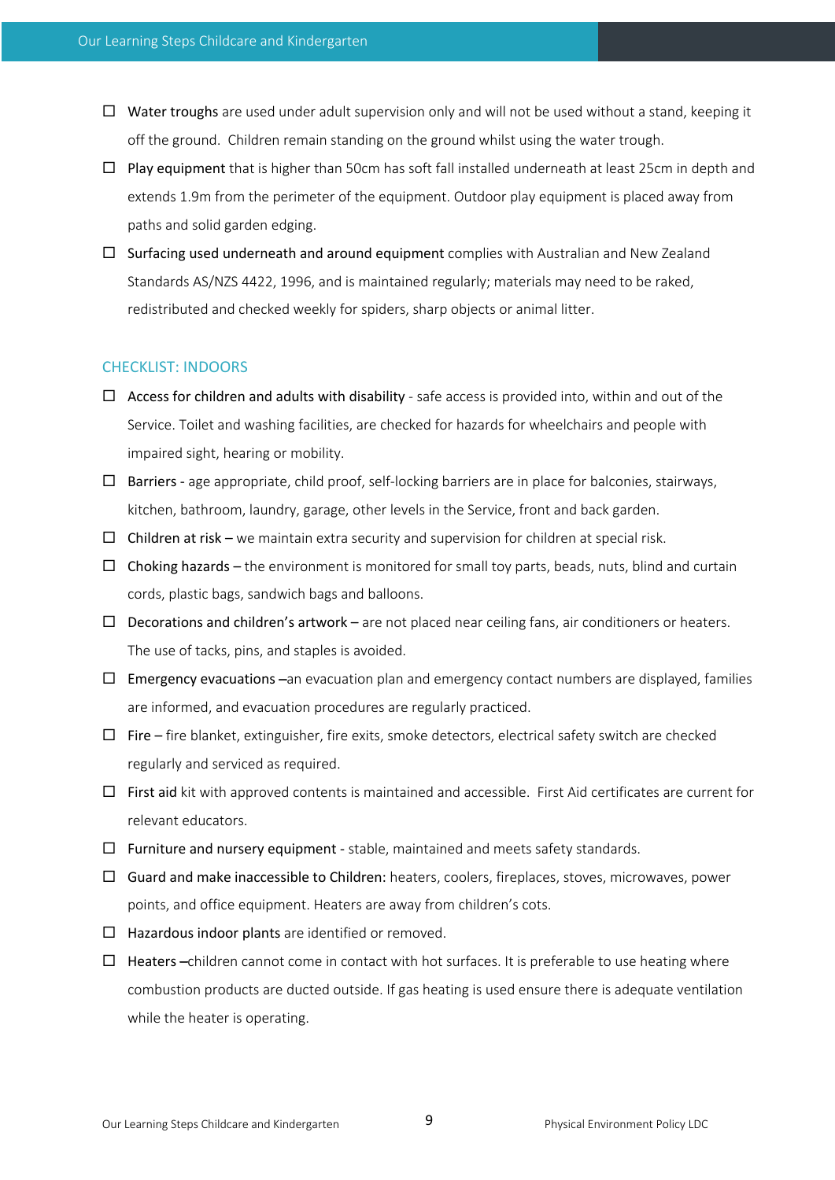- ☐ Water troughs are used under adult supervision only and will not be used without a stand, keeping it off the ground. Children remain standing on the ground whilst using the water trough.
- ☐ Play equipment that is higher than 50cm has soft fall installed underneath at least 25cm in depth and extends 1.9m from the perimeter of the equipment. Outdoor play equipment is placed away from paths and solid garden edging.
- ☐ Surfacing used underneath and around equipment complies with Australian and New Zealand Standards AS/NZS 4422, 1996, and is maintained regularly; materials may need to be raked, redistributed and checked weekly for spiders, sharp objects or animal litter.

## CHECKLIST: INDOORS

- ☐ Access for children and adults with disability - safe access is provided into, within and out of the Service. Toilet and washing facilities, are checked for hazards for wheelchairs and people with impaired sight, hearing or mobility.
- ☐ Barriers - age appropriate, child proof, self-locking barriers are in place for balconies, stairways, kitchen, bathroom, laundry, garage, other levels in the Service, front and back garden.
- ☐ Children at risk – we maintain extra security and supervision for children at special risk.
- ☐ Choking hazards – the environment is monitored for small toy parts, beads, nuts, blind and curtain cords, plastic bags, sandwich bags and balloons.
- ☐ Decorations and children's artwork – are not placed near ceiling fans, air conditioners or heaters. The use of tacks, pins, and staples is avoided.
- ☐ Emergency evacuations –an evacuation plan and emergency contact numbers are displayed, families are informed, and evacuation procedures are regularly practiced.
- ☐ Fire – fire blanket, extinguisher, fire exits, smoke detectors, electrical safety switch are checked regularly and serviced as required.
- ☐ First aid kit with approved contents is maintained and accessible. First Aid certificates are current for relevant educators.
- ☐ Furniture and nursery equipment - stable, maintained and meets safety standards.
- ☐ Guard and make inaccessible to Children: heaters, coolers, fireplaces, stoves, microwaves, power points, and office equipment. Heaters are away from children's cots.
- ☐ Hazardous indoor plants are identified or removed.
- ☐ Heaters –children cannot come in contact with hot surfaces. It is preferable to use heating where combustion products are ducted outside. If gas heating is used ensure there is adequate ventilation while the heater is operating.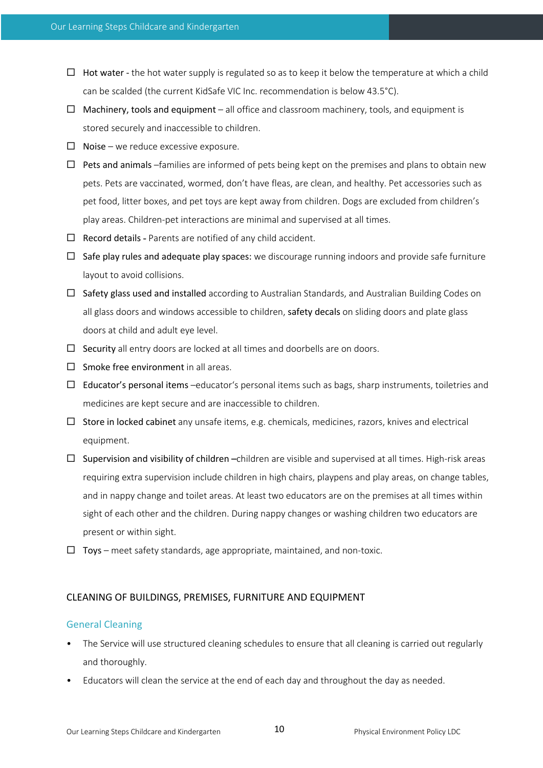- ☐ Hot water - the hot water supply is regulated so as to keep it below the temperature at which a child can be scalded (the current KidSafe VIC Inc. recommendation is below 43.5°C).
- ☐ Machinery, tools and equipment – all office and classroom machinery, tools, and equipment is stored securely and inaccessible to children.
- ☐ Noise – we reduce excessive exposure.
- ☐ Pets and animals –families are informed of pets being kept on the premises and plans to obtain new pets. Pets are vaccinated, wormed, don't have fleas, are clean, and healthy. Pet accessories such as pet food, litter boxes, and pet toys are kept away from children. Dogs are excluded from children's play areas. Children-pet interactions are minimal and supervised at all times.
- ☐ Record details - Parents are notified of any child accident.
- ☐ Safe play rules and adequate play spaces: we discourage running indoors and provide safe furniture layout to avoid collisions.
- ☐ Safety glass used and installed according to Australian Standards, and Australian Building Codes on all glass doors and windows accessible to children, safety decals on sliding doors and plate glass doors at child and adult eye level.
- ☐ Security all entry doors are locked at all times and doorbells are on doors.
- ☐ Smoke free environment in all areas.
- ☐ Educator's personal items –educator's personal items such as bags, sharp instruments, toiletries and medicines are kept secure and are inaccessible to children.
- ☐ Store in locked cabinet any unsafe items, e.g. chemicals, medicines, razors, knives and electrical equipment.
- ☐ Supervision and visibility of children –children are visible and supervised at all times. High-risk areas requiring extra supervision include children in high chairs, playpens and play areas, on change tables, and in nappy change and toilet areas. At least two educators are on the premises at all times within sight of each other and the children. During nappy changes or washing children two educators are present or within sight.
- ☐ Toys – meet safety standards, age appropriate, maintained, and non-toxic.

## CLEANING OF BUILDINGS, PREMISES, FURNITURE AND EQUIPMENT

### General Cleaning

- The Service will use structured cleaning schedules to ensure that all cleaning is carried out regularly and thoroughly.
- Educators will clean the service at the end of each day and throughout the day as needed.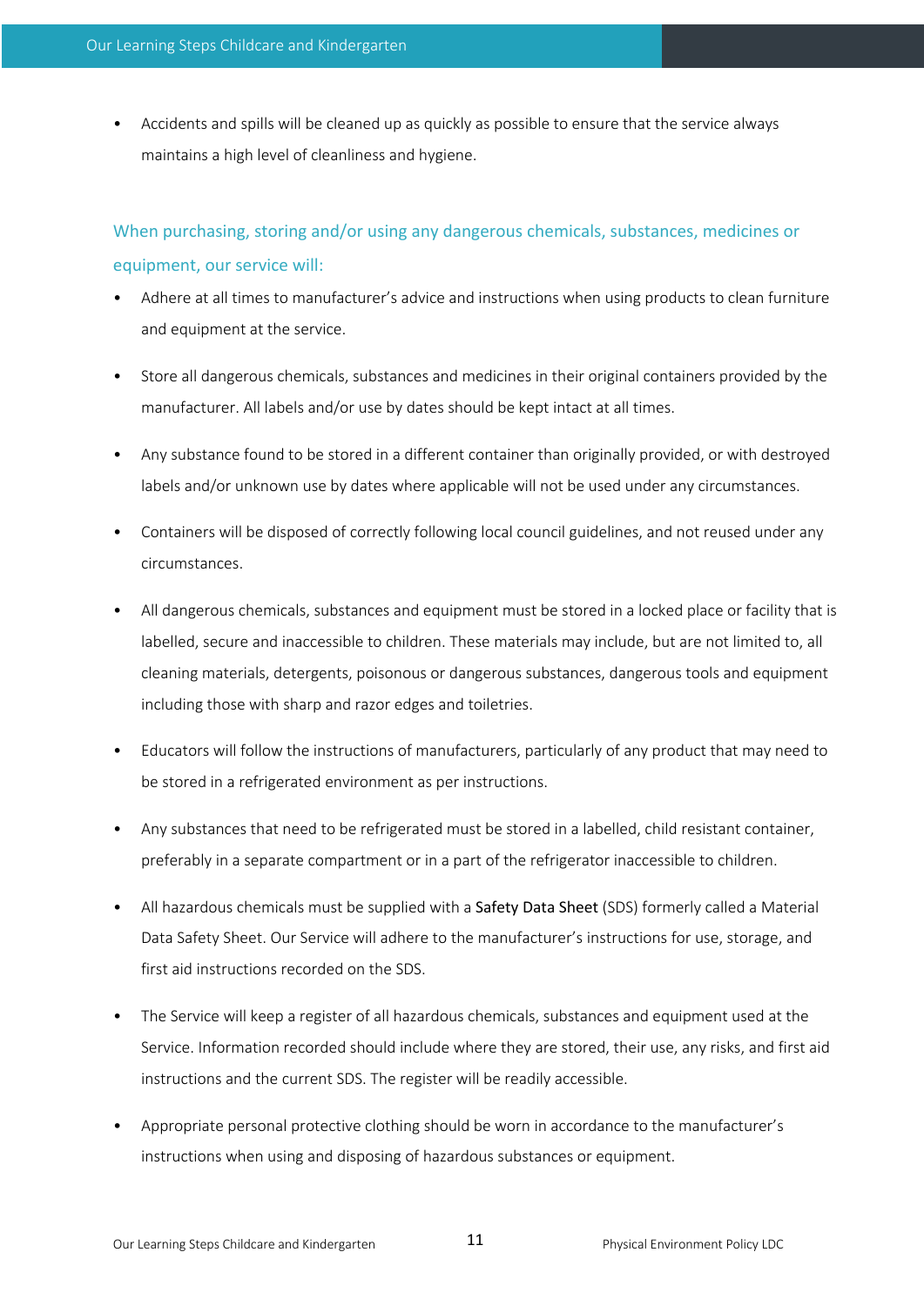- Accidents and spills will be cleaned up as quickly as possible to ensure that the service always maintains a high level of cleanliness and hygiene.

### When purchasing, storing and/or using any dangerous chemicals, substances, medicines or equipment, our service will:

- Adhere at all times to manufacturer's advice and instructions when using products to clean furniture and equipment at the service.
- Store all dangerous chemicals, substances and medicines in their original containers provided by the manufacturer. All labels and/or use by dates should be kept intact at all times.
- Any substance found to be stored in a different container than originally provided, or with destroyed labels and/or unknown use by dates where applicable will not be used under any circumstances.
- Containers will be disposed of correctly following local council guidelines, and not reused under any circumstances.
- All dangerous chemicals, substances and equipment must be stored in a locked place or facility that is labelled, secure and inaccessible to children. These materials may include, but are not limited to, all cleaning materials, detergents, poisonous or dangerous substances, dangerous tools and equipment including those with sharp and razor edges and toiletries.
- Educators will follow the instructions of manufacturers, particularly of any product that may need to be stored in a refrigerated environment as per instructions.
- Any substances that need to be refrigerated must be stored in a labelled, child resistant container, preferably in a separate compartment or in a part of the refrigerator inaccessible to children.
- All hazardous chemicals must be supplied with a Safety Data Sheet (SDS) formerly called a Material Data Safety Sheet. Our Service will adhere to the manufacturer's instructions for use, storage, and first aid instructions recorded on the SDS.
- The Service will keep a register of all hazardous chemicals, substances and equipment used at the Service. Information recorded should include where they are stored, their use, any risks, and first aid instructions and the current SDS. The register will be readily accessible.
- Appropriate personal protective clothing should be worn in accordance to the manufacturer's instructions when using and disposing of hazardous substances or equipment.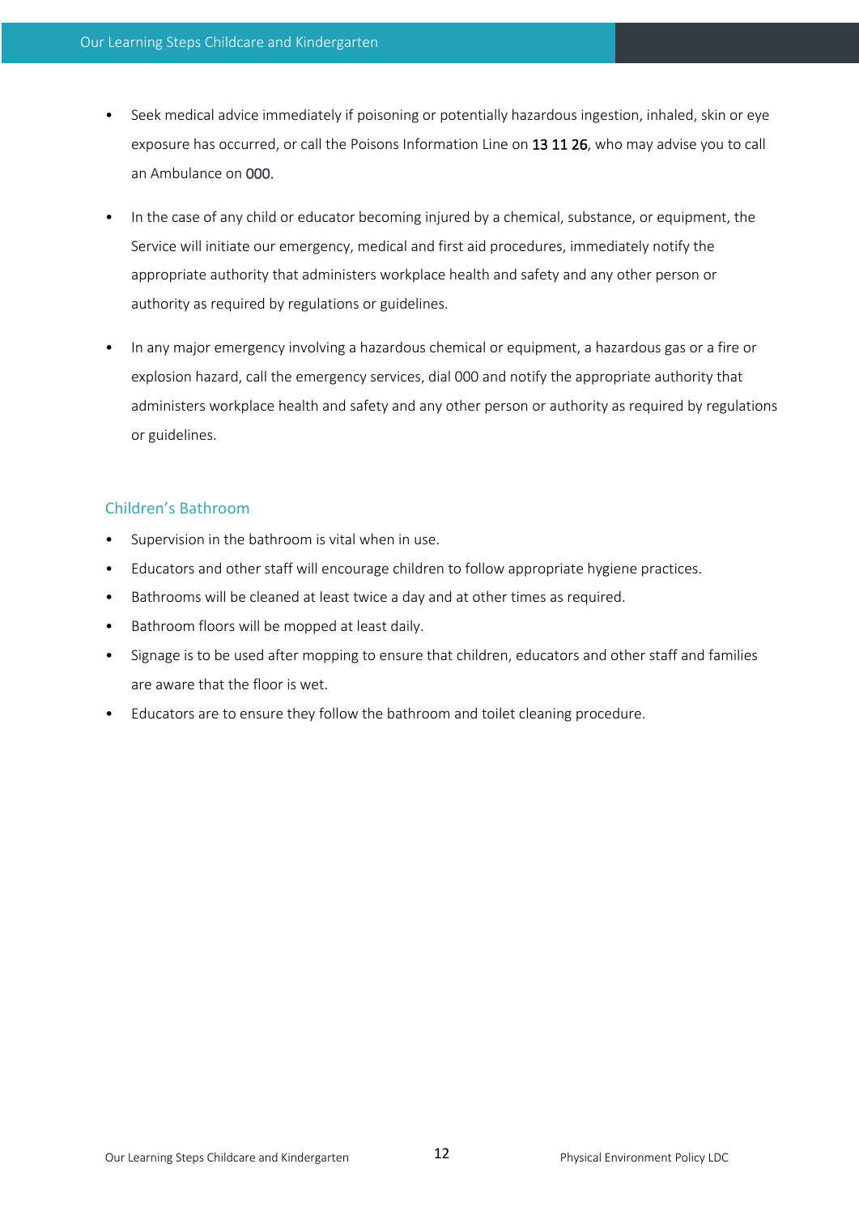- Seek medical advice immediately if poisoning or potentially hazardous ingestion, inhaled, skin or eye exposure has occurred, or call the Poisons Information Line on **13 11 26**, who may advise you to call an Ambulance on 000.

- In the case of any child or educator becoming injured by a chemical, substance, or equipment, the Service will initiate our emergency, medical and first aid procedures, immediately notify the appropriate authority that administers workplace health and safety and any other person or authority as required by regulations or guidelines.

- In any major emergency involving a hazardous chemical or equipment, a hazardous gas or a fire or explosion hazard, call the emergency services, dial 000 and notify the appropriate authority that administers workplace health and safety and any other person or authority as required by regulations or guidelines.

### Children's Bathroom

- Supervision in the bathroom is vital when in use.
- Educators and other staff will encourage children to follow appropriate hygiene practices.
- Bathrooms will be cleaned at least twice a day and at other times as required.
- Bathroom floors will be mopped at least daily.
- Signage is to be used after mopping to ensure that children, educators and other staff and families are aware that the floor is wet.
- Educators are to ensure they follow the bathroom and toilet cleaning procedure.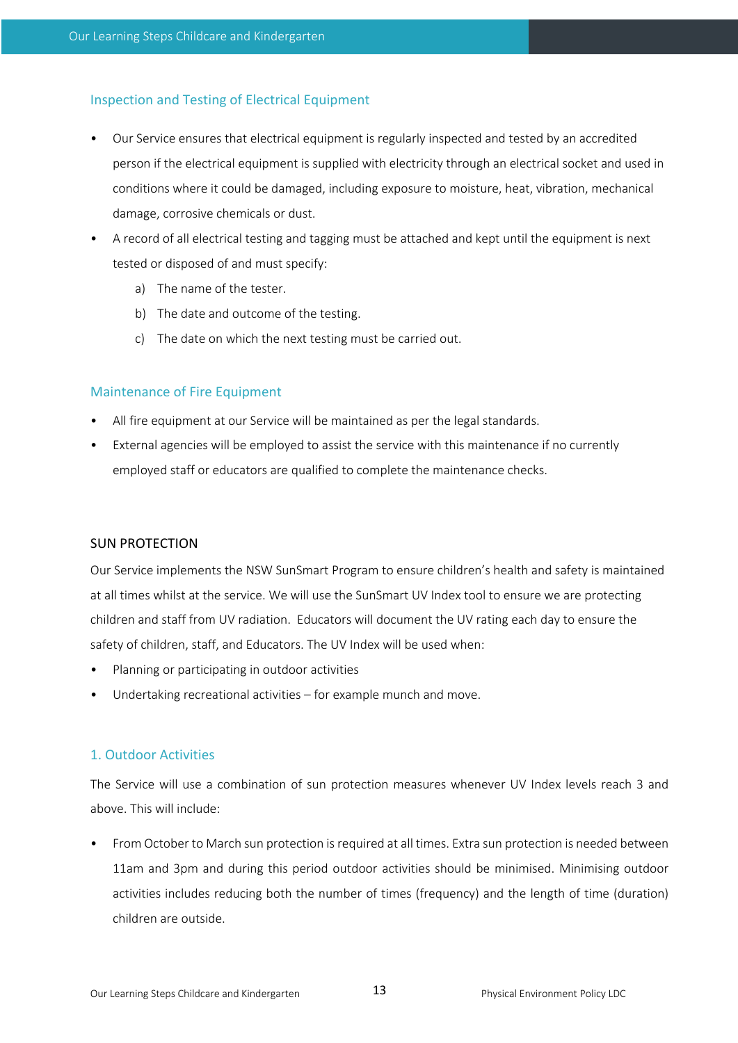### Inspection and Testing of Electrical Equipment

- Our Service ensures that electrical equipment is regularly inspected and tested by an accredited person if the electrical equipment is supplied with electricity through an electrical socket and used in conditions where it could be damaged, including exposure to moisture, heat, vibration, mechanical damage, corrosive chemicals or dust.
- A record of all electrical testing and tagging must be attached and kept until the equipment is next tested or disposed of and must specify:
    a) The name of the tester.
    b) The date and outcome of the testing.
    c) The date on which the next testing must be carried out.

### Maintenance of Fire Equipment

- All fire equipment at our Service will be maintained as per the legal standards.
- External agencies will be employed to assist the service with this maintenance if no currently employed staff or educators are qualified to complete the maintenance checks.

## SUN PROTECTION

Our Service implements the NSW SunSmart Program to ensure children's health and safety is maintained at all times whilst at the service. We will use the SunSmart UV Index tool to ensure we are protecting children and staff from UV radiation. Educators will document the UV rating each day to ensure the safety of children, staff, and Educators. The UV Index will be used when:

- Planning or participating in outdoor activities
- Undertaking recreational activities – for example munch and move.

### 1. Outdoor Activities

The Service will use a combination of sun protection measures whenever UV Index levels reach 3 and above. This will include:

- From October to March sun protection is required at all times. Extra sun protection is needed between 11am and 3pm and during this period outdoor activities should be minimised. Minimising outdoor activities includes reducing both the number of times (frequency) and the length of time (duration) children are outside.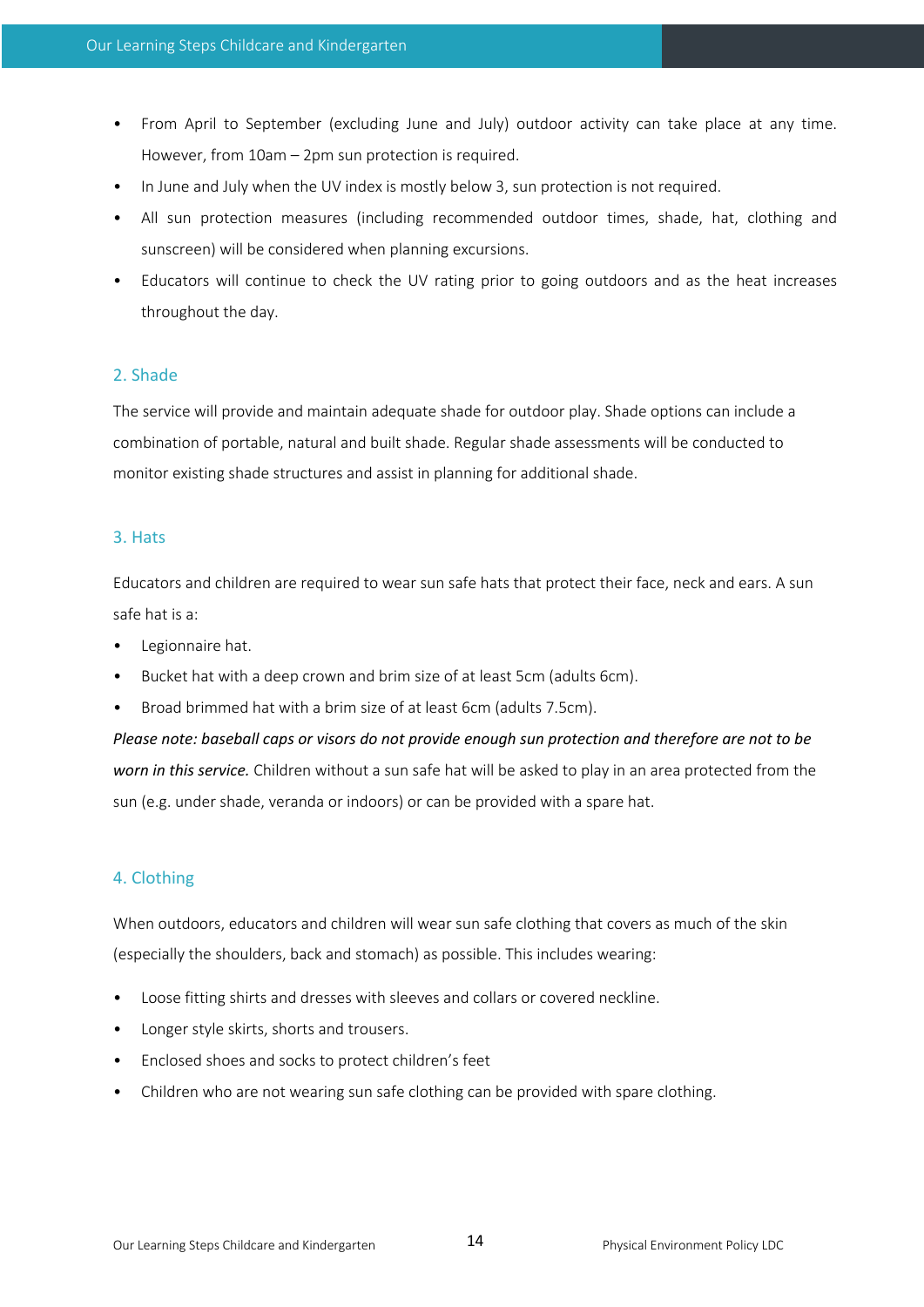- From April to September (excluding June and July) outdoor activity can take place at any time. However, from 10am – 2pm sun protection is required.
- In June and July when the UV index is mostly below 3, sun protection is not required.
- All sun protection measures (including recommended outdoor times, shade, hat, clothing and sunscreen) will be considered when planning excursions.
- Educators will continue to check the UV rating prior to going outdoors and as the heat increases throughout the day.

## 2. Shade

The service will provide and maintain adequate shade for outdoor play. Shade options can include a combination of portable, natural and built shade. Regular shade assessments will be conducted to monitor existing shade structures and assist in planning for additional shade.

## 3. Hats

Educators and children are required to wear sun safe hats that protect their face, neck and ears. A sun safe hat is a:

- Legionnaire hat.
- Bucket hat with a deep crown and brim size of at least 5cm (adults 6cm).
- Broad brimmed hat with a brim size of at least 6cm (adults 7.5cm).

*Please note: baseball caps or visors do not provide enough sun protection and therefore are not to be worn in this service.* Children without a sun safe hat will be asked to play in an area protected from the sun (e.g. under shade, veranda or indoors) or can be provided with a spare hat.

## 4. Clothing

When outdoors, educators and children will wear sun safe clothing that covers as much of the skin (especially the shoulders, back and stomach) as possible. This includes wearing:

- Loose fitting shirts and dresses with sleeves and collars or covered neckline.
- Longer style skirts, shorts and trousers.
- Enclosed shoes and socks to protect children's feet
- Children who are not wearing sun safe clothing can be provided with spare clothing.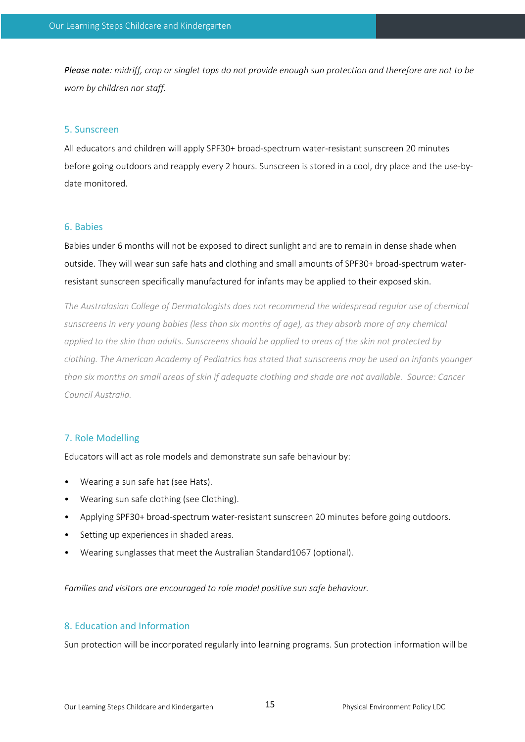***Please note**: midriff, crop or singlet tops do not provide enough sun protection and therefore are not to be worn by children nor staff.*

## 5. Sunscreen

All educators and children will apply SPF30+ broad-spectrum water-resistant sunscreen 20 minutes before going outdoors and reapply every 2 hours. Sunscreen is stored in a cool, dry place and the use-by-date monitored.

## 6. Babies

Babies under 6 months will not be exposed to direct sunlight and are to remain in dense shade when outside. They will wear sun safe hats and clothing and small amounts of SPF30+ broad-spectrum water-resistant sunscreen specifically manufactured for infants may be applied to their exposed skin.

*The Australasian College of Dermatologists does not recommend the widespread regular use of chemical sunscreens in very young babies (less than six months of age), as they absorb more of any chemical applied to the skin than adults. Sunscreens should be applied to areas of the skin not protected by clothing. The American Academy of Pediatrics has stated that sunscreens may be used on infants younger than six months on small areas of skin if adequate clothing and shade are not available. Source: Cancer Council Australia.*

## 7. Role Modelling

Educators will act as role models and demonstrate sun safe behaviour by:

- Wearing a sun safe hat (see Hats).
- Wearing sun safe clothing (see Clothing).
- Applying SPF30+ broad-spectrum water-resistant sunscreen 20 minutes before going outdoors.
- Setting up experiences in shaded areas.
- Wearing sunglasses that meet the Australian Standard1067 (optional).

*Families and visitors are encouraged to role model positive sun safe behaviour.*

## 8. Education and Information

Sun protection will be incorporated regularly into learning programs. Sun protection information will be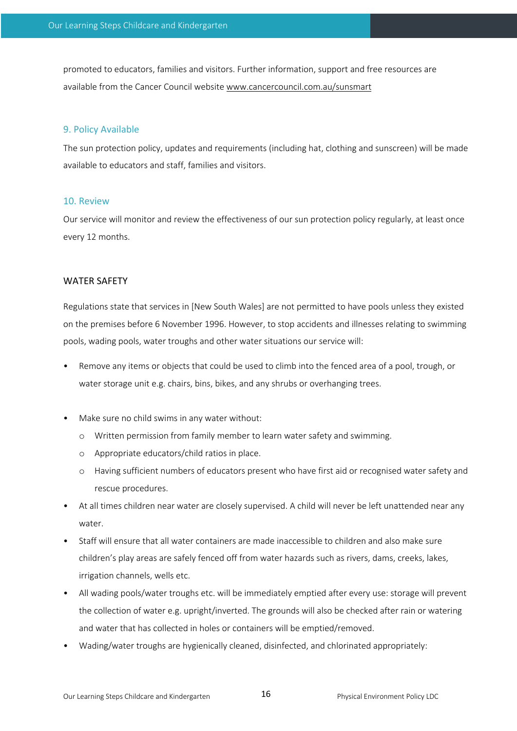promoted to educators, families and visitors. Further information, support and free resources are available from the Cancer Council website www.cancercouncil.com.au/sunsmart

## 9. Policy Available

The sun protection policy, updates and requirements (including hat, clothing and sunscreen) will be made available to educators and staff, families and visitors.

## 10. Review

Our service will monitor and review the effectiveness of our sun protection policy regularly, at least once every 12 months.

# WATER SAFETY

Regulations state that services in [New South Wales] are not permitted to have pools unless they existed on the premises before 6 November 1996. However, to stop accidents and illnesses relating to swimming pools, wading pools, water troughs and other water situations our service will:

- Remove any items or objects that could be used to climb into the fenced area of a pool, trough, or water storage unit e.g. chairs, bins, bikes, and any shrubs or overhanging trees.
- Make sure no child swims in any water without:
  - Written permission from family member to learn water safety and swimming.
  - Appropriate educators/child ratios in place.
  - Having sufficient numbers of educators present who have first aid or recognised water safety and rescue procedures.
- At all times children near water are closely supervised. A child will never be left unattended near any water.
- Staff will ensure that all water containers are made inaccessible to children and also make sure children's play areas are safely fenced off from water hazards such as rivers, dams, creeks, lakes, irrigation channels, wells etc.
- All wading pools/water troughs etc. will be immediately emptied after every use: storage will prevent the collection of water e.g. upright/inverted. The grounds will also be checked after rain or watering and water that has collected in holes or containers will be emptied/removed.
- Wading/water troughs are hygienically cleaned, disinfected, and chlorinated appropriately: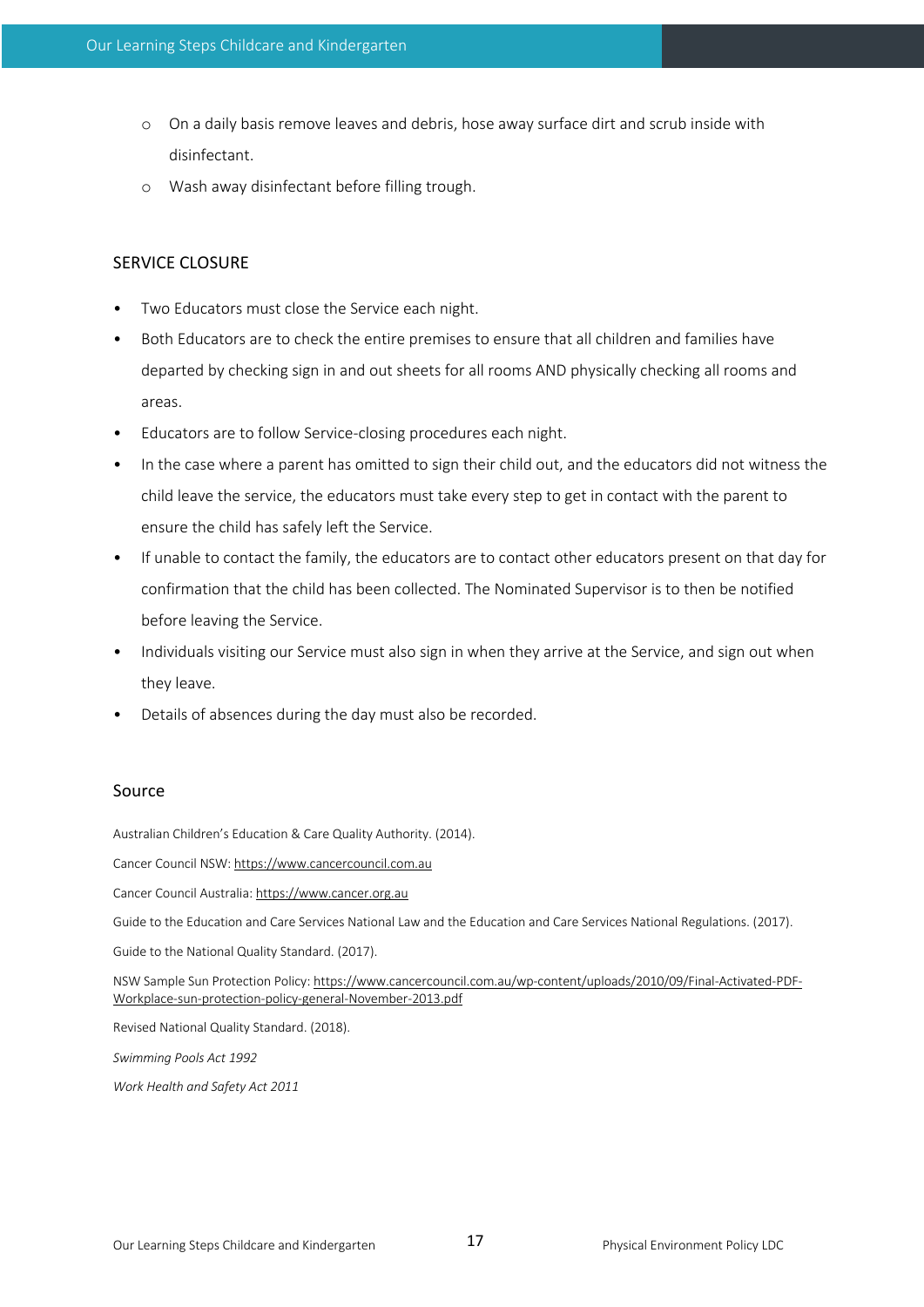- On a daily basis remove leaves and debris, hose away surface dirt and scrub inside with disinfectant.
- Wash away disinfectant before filling trough.

## SERVICE CLOSURE

- Two Educators must close the Service each night.
- Both Educators are to check the entire premises to ensure that all children and families have departed by checking sign in and out sheets for all rooms AND physically checking all rooms and areas.
- Educators are to follow Service-closing procedures each night.
- In the case where a parent has omitted to sign their child out, and the educators did not witness the child leave the service, the educators must take every step to get in contact with the parent to ensure the child has safely left the Service.
- If unable to contact the family, the educators are to contact other educators present on that day for confirmation that the child has been collected. The Nominated Supervisor is to then be notified before leaving the Service.
- Individuals visiting our Service must also sign in when they arrive at the Service, and sign out when they leave.
- Details of absences during the day must also be recorded.

## Source

Australian Children's Education & Care Quality Authority. (2014).

Cancer Council NSW: https://www.cancercouncil.com.au

Cancer Council Australia: https://www.cancer.org.au

Guide to the Education and Care Services National Law and the Education and Care Services National Regulations. (2017).

Guide to the National Quality Standard. (2017).

NSW Sample Sun Protection Policy: https://www.cancercouncil.com.au/wp-content/uploads/2010/09/Final-Activated-PDF-Workplace-sun-protection-policy-general-November-2013.pdf

Revised National Quality Standard. (2018).

*Swimming Pools Act 1992*

*Work Health and Safety Act 2011*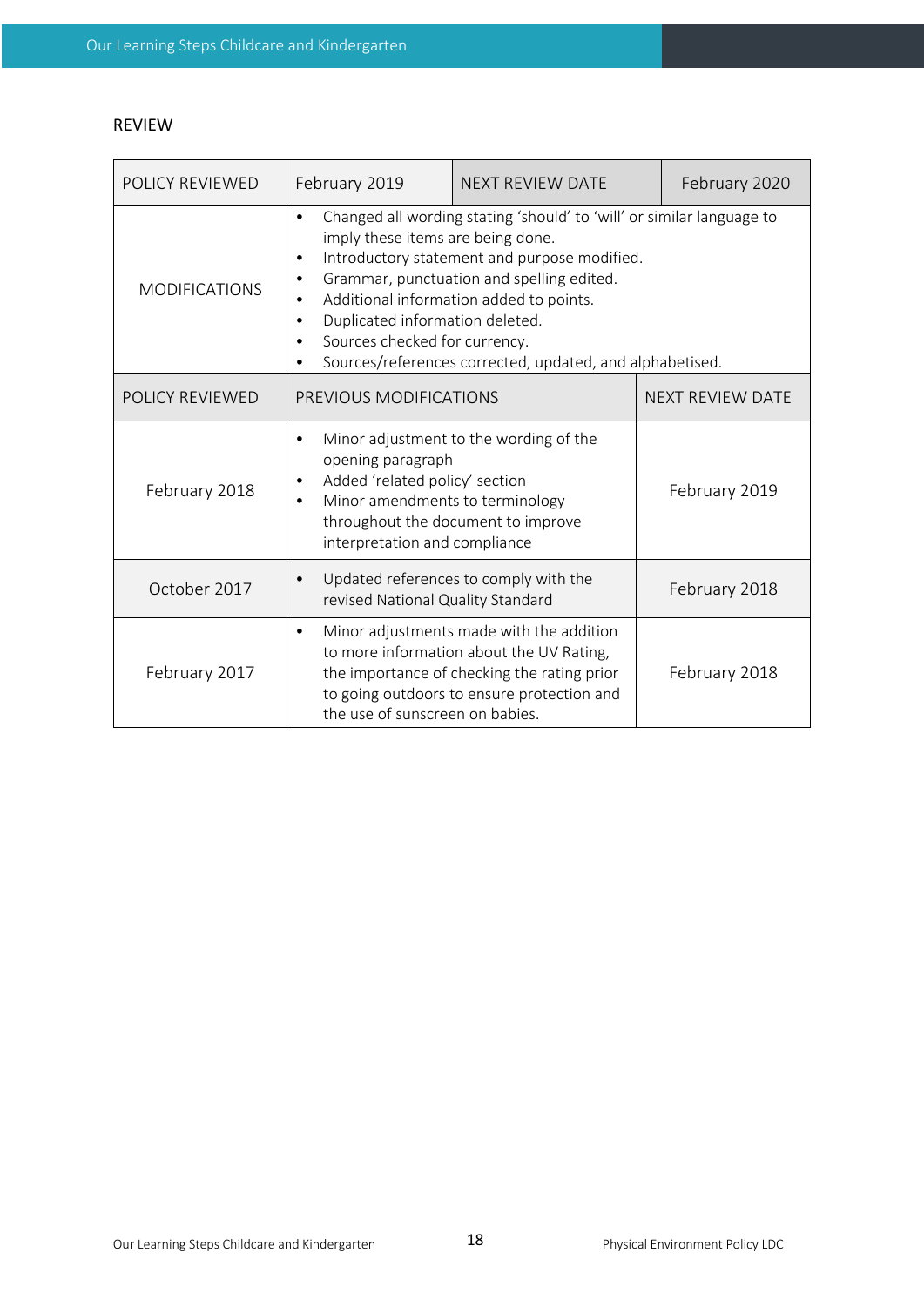REVIEW

| POLICY REVIEWED | February 2019 | NEXT REVIEW DATE | February 2020 |
|---|---|---|---|
| MODIFICATIONS | • Changed all wording stating 'should' to 'will' or similar language to imply these items are being done.<br>• Introductory statement and purpose modified.<br>• Grammar, punctuation and spelling edited.<br>• Additional information added to points.<br>• Duplicated information deleted.<br>• Sources checked for currency.<br>• Sources/references corrected, updated, and alphabetised. | | |
| POLICY REVIEWED | PREVIOUS MODIFICATIONS | | NEXT REVIEW DATE |
| February 2018 | • Minor adjustment to the wording of the opening paragraph<br>• Added 'related policy' section<br>• Minor amendments to terminology throughout the document to improve interpretation and compliance | | February 2019 |
| October 2017 | • Updated references to comply with the revised National Quality Standard | | February 2018 |
| February 2017 | • Minor adjustments made with the addition to more information about the UV Rating, the importance of checking the rating prior to going outdoors to ensure protection and the use of sunscreen on babies. | | February 2018 |